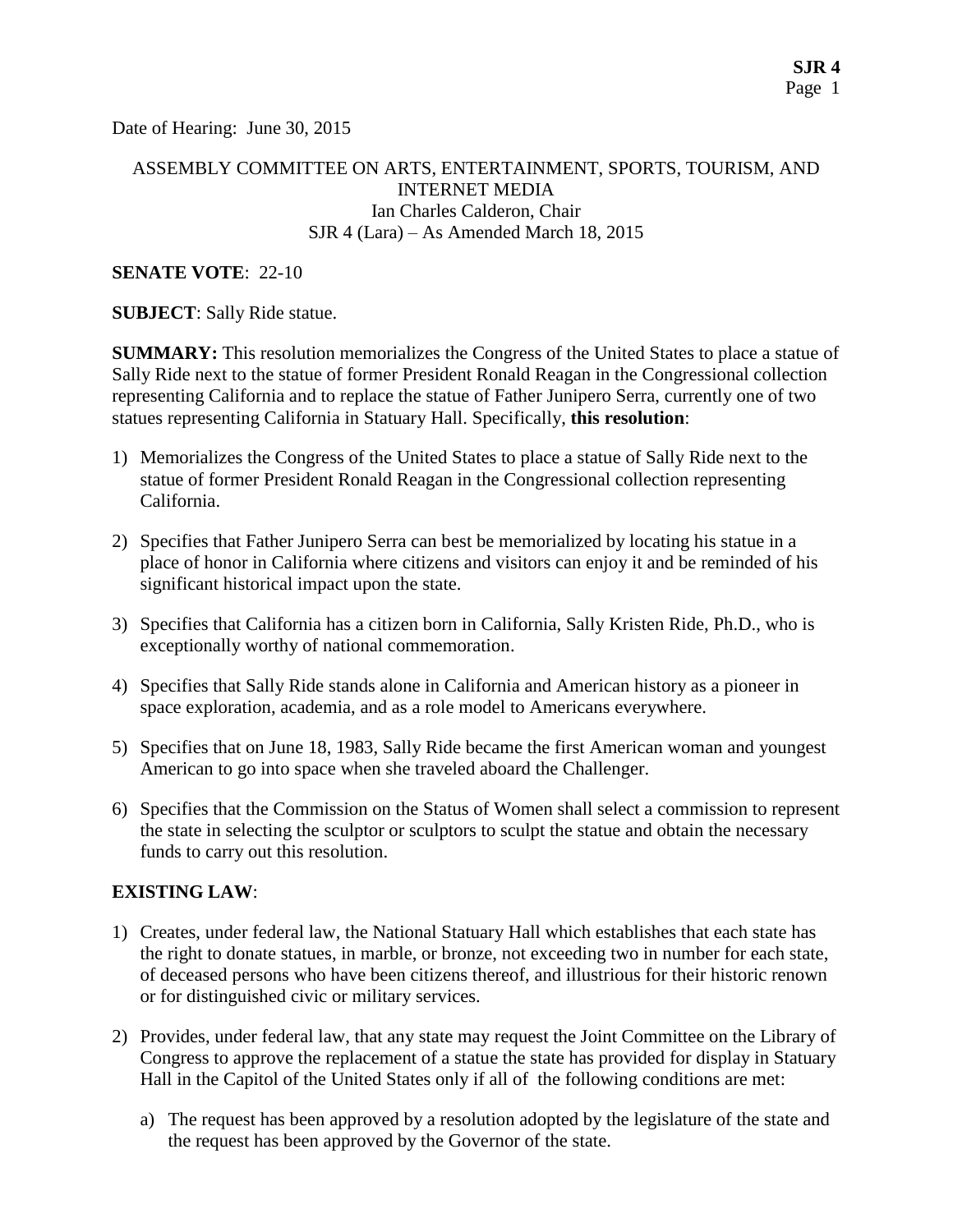Date of Hearing: June 30, 2015

ASSEMBLY COMMITTEE ON ARTS, ENTERTAINMENT, SPORTS, TOURISM, AND INTERNET MEDIA
Ian Charles Calderon, Chair
SJR 4 (Lara) – As Amended March 18, 2015

**SENATE VOTE**: 22-10

**SUBJECT**: Sally Ride statue.

**SUMMARY:** This resolution memorializes the Congress of the United States to place a statue of Sally Ride next to the statue of former President Ronald Reagan in the Congressional collection representing California and to replace the statue of Father Junipero Serra, currently one of two statues representing California in Statuary Hall. Specifically, **this resolution**:

1) Memorializes the Congress of the United States to place a statue of Sally Ride next to the statue of former President Ronald Reagan in the Congressional collection representing California.

2) Specifies that Father Junipero Serra can best be memorialized by locating his statue in a place of honor in California where citizens and visitors can enjoy it and be reminded of his significant historical impact upon the state.

3) Specifies that California has a citizen born in California, Sally Kristen Ride, Ph.D., who is exceptionally worthy of national commemoration.

4) Specifies that Sally Ride stands alone in California and American history as a pioneer in space exploration, academia, and as a role model to Americans everywhere.

5) Specifies that on June 18, 1983, Sally Ride became the first American woman and youngest American to go into space when she traveled aboard the Challenger.

6) Specifies that the Commission on the Status of Women shall select a commission to represent the state in selecting the sculptor or sculptors to sculpt the statue and obtain the necessary funds to carry out this resolution.

**EXISTING LAW**:

1) Creates, under federal law, the National Statuary Hall which establishes that each state has the right to donate statues, in marble, or bronze, not exceeding two in number for each state, of deceased persons who have been citizens thereof, and illustrious for their historic renown or for distinguished civic or military services.

2) Provides, under federal law, that any state may request the Joint Committee on the Library of Congress to approve the replacement of a statue the state has provided for display in Statuary Hall in the Capitol of the United States only if all of the following conditions are met:

   a) The request has been approved by a resolution adopted by the legislature of the state and the request has been approved by the Governor of the state.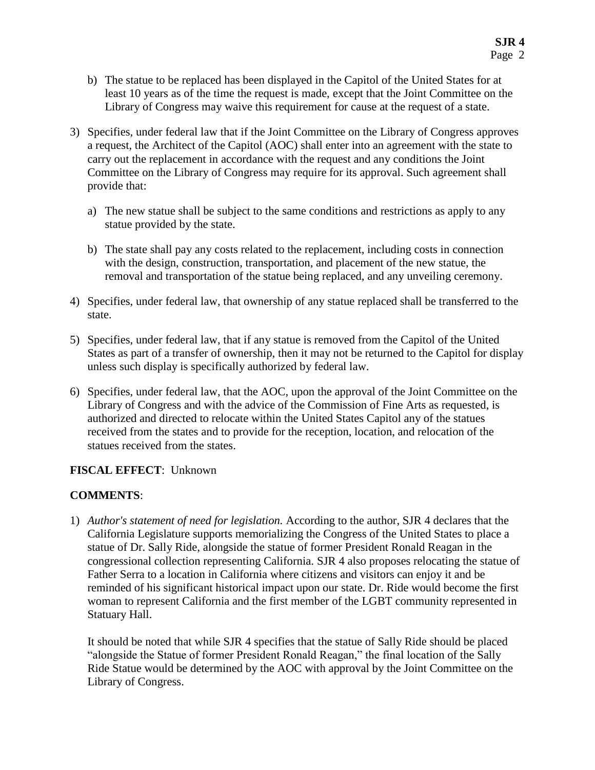b) The statue to be replaced has been displayed in the Capitol of the United States for at least 10 years as of the time the request is made, except that the Joint Committee on the Library of Congress may waive this requirement for cause at the request of a state.

3) Specifies, under federal law that if the Joint Committee on the Library of Congress approves a request, the Architect of the Capitol (AOC) shall enter into an agreement with the state to carry out the replacement in accordance with the request and any conditions the Joint Committee on the Library of Congress may require for its approval. Such agreement shall provide that:

   a) The new statue shall be subject to the same conditions and restrictions as apply to any statue provided by the state.

   b) The state shall pay any costs related to the replacement, including costs in connection with the design, construction, transportation, and placement of the new statue, the removal and transportation of the statue being replaced, and any unveiling ceremony.

4) Specifies, under federal law, that ownership of any statue replaced shall be transferred to the state.

5) Specifies, under federal law, that if any statue is removed from the Capitol of the United States as part of a transfer of ownership, then it may not be returned to the Capitol for display unless such display is specifically authorized by federal law.

6) Specifies, under federal law, that the AOC, upon the approval of the Joint Committee on the Library of Congress and with the advice of the Commission of Fine Arts as requested, is authorized and directed to relocate within the United States Capitol any of the statues received from the states and to provide for the reception, location, and relocation of the statues received from the states.

**FISCAL EFFECT**: Unknown

**COMMENTS**:

1) *Author's statement of need for legislation.* According to the author, SJR 4 declares that the California Legislature supports memorializing the Congress of the United States to place a statue of Dr. Sally Ride, alongside the statue of former President Ronald Reagan in the congressional collection representing California. SJR 4 also proposes relocating the statue of Father Serra to a location in California where citizens and visitors can enjoy it and be reminded of his significant historical impact upon our state. Dr. Ride would become the first woman to represent California and the first member of the LGBT community represented in Statuary Hall.

   It should be noted that while SJR 4 specifies that the statue of Sally Ride should be placed "alongside the Statue of former President Ronald Reagan," the final location of the Sally Ride Statue would be determined by the AOC with approval by the Joint Committee on the Library of Congress.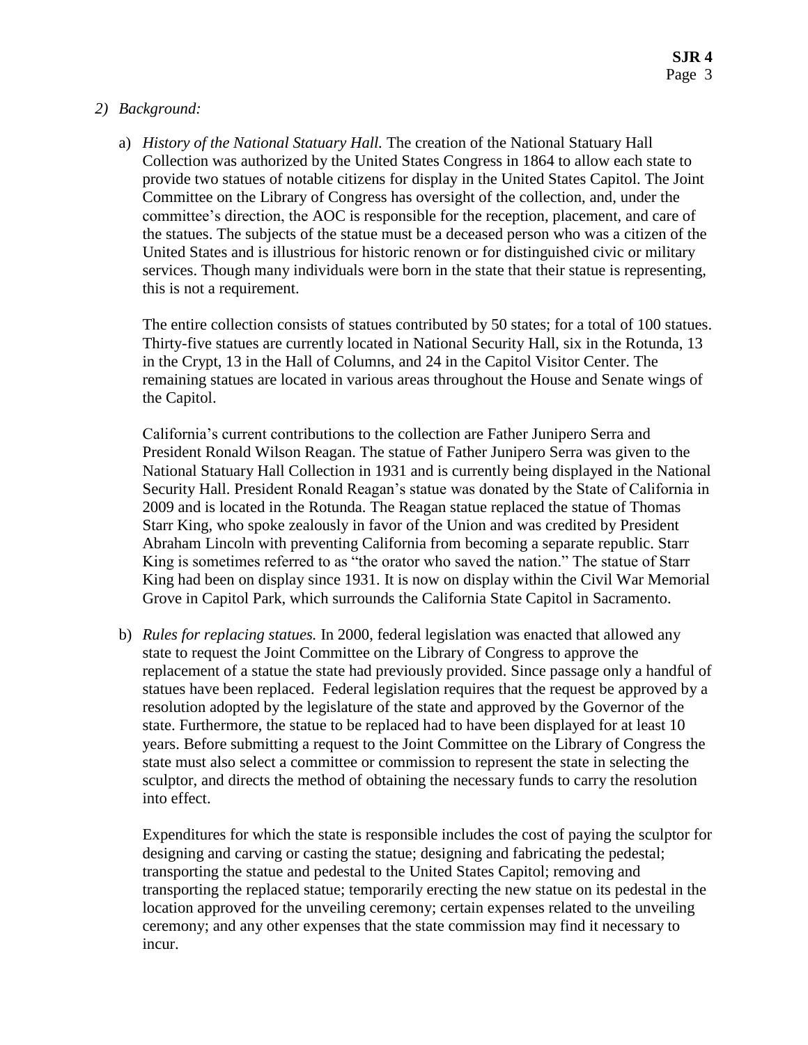2) *Background:*

   a) *History of the National Statuary Hall.* The creation of the National Statuary Hall Collection was authorized by the United States Congress in 1864 to allow each state to provide two statues of notable citizens for display in the United States Capitol. The Joint Committee on the Library of Congress has oversight of the collection, and, under the committee's direction, the AOC is responsible for the reception, placement, and care of the statues. The subjects of the statue must be a deceased person who was a citizen of the United States and is illustrious for historic renown or for distinguished civic or military services. Though many individuals were born in the state that their statue is representing, this is not a requirement.

      The entire collection consists of statues contributed by 50 states; for a total of 100 statues. Thirty-five statues are currently located in National Security Hall, six in the Rotunda, 13 in the Crypt, 13 in the Hall of Columns, and 24 in the Capitol Visitor Center. The remaining statues are located in various areas throughout the House and Senate wings of the Capitol.

      California's current contributions to the collection are Father Junipero Serra and President Ronald Wilson Reagan. The statue of Father Junipero Serra was given to the National Statuary Hall Collection in 1931 and is currently being displayed in the National Security Hall. President Ronald Reagan's statue was donated by the State of California in 2009 and is located in the Rotunda. The Reagan statue replaced the statue of Thomas Starr King, who spoke zealously in favor of the Union and was credited by President Abraham Lincoln with preventing California from becoming a separate republic. Starr King is sometimes referred to as "the orator who saved the nation." The statue of Starr King had been on display since 1931. It is now on display within the Civil War Memorial Grove in Capitol Park, which surrounds the California State Capitol in Sacramento.

   b) *Rules for replacing statues.* In 2000, federal legislation was enacted that allowed any state to request the Joint Committee on the Library of Congress to approve the replacement of a statue the state had previously provided. Since passage only a handful of statues have been replaced. Federal legislation requires that the request be approved by a resolution adopted by the legislature of the state and approved by the Governor of the state. Furthermore, the statue to be replaced had to have been displayed for at least 10 years. Before submitting a request to the Joint Committee on the Library of Congress the state must also select a committee or commission to represent the state in selecting the sculptor, and directs the method of obtaining the necessary funds to carry the resolution into effect.

      Expenditures for which the state is responsible includes the cost of paying the sculptor for designing and carving or casting the statue; designing and fabricating the pedestal; transporting the statue and pedestal to the United States Capitol; removing and transporting the replaced statue; temporarily erecting the new statue on its pedestal in the location approved for the unveiling ceremony; certain expenses related to the unveiling ceremony; and any other expenses that the state commission may find it necessary to incur.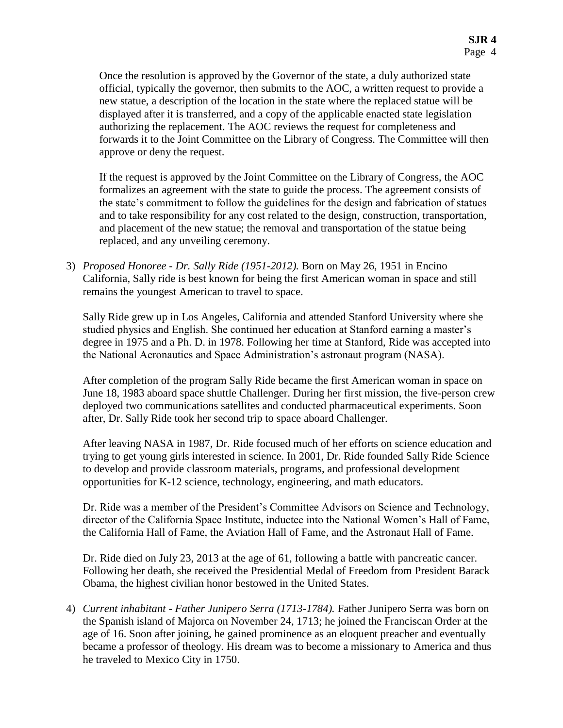Once the resolution is approved by the Governor of the state, a duly authorized state official, typically the governor, then submits to the AOC, a written request to provide a new statue, a description of the location in the state where the replaced statue will be displayed after it is transferred, and a copy of the applicable enacted state legislation authorizing the replacement. The AOC reviews the request for completeness and forwards it to the Joint Committee on the Library of Congress. The Committee will then approve or deny the request.

If the request is approved by the Joint Committee on the Library of Congress, the AOC formalizes an agreement with the state to guide the process. The agreement consists of the state's commitment to follow the guidelines for the design and fabrication of statues and to take responsibility for any cost related to the design, construction, transportation, and placement of the new statue; the removal and transportation of the statue being replaced, and any unveiling ceremony.

3) *Proposed Honoree - Dr. Sally Ride (1951-2012).* Born on May 26, 1951 in Encino California, Sally ride is best known for being the first American woman in space and still remains the youngest American to travel to space.

   Sally Ride grew up in Los Angeles, California and attended Stanford University where she studied physics and English. She continued her education at Stanford earning a master's degree in 1975 and a Ph. D. in 1978. Following her time at Stanford, Ride was accepted into the National Aeronautics and Space Administration's astronaut program (NASA).

   After completion of the program Sally Ride became the first American woman in space on June 18, 1983 aboard space shuttle Challenger. During her first mission, the five-person crew deployed two communications satellites and conducted pharmaceutical experiments. Soon after, Dr. Sally Ride took her second trip to space aboard Challenger.

   After leaving NASA in 1987, Dr. Ride focused much of her efforts on science education and trying to get young girls interested in science. In 2001, Dr. Ride founded Sally Ride Science to develop and provide classroom materials, programs, and professional development opportunities for K-12 science, technology, engineering, and math educators.

   Dr. Ride was a member of the President's Committee Advisors on Science and Technology, director of the California Space Institute, inductee into the National Women's Hall of Fame, the California Hall of Fame, the Aviation Hall of Fame, and the Astronaut Hall of Fame.

   Dr. Ride died on July 23, 2013 at the age of 61, following a battle with pancreatic cancer. Following her death, she received the Presidential Medal of Freedom from President Barack Obama, the highest civilian honor bestowed in the United States.

4) *Current inhabitant - Father Junipero Serra (1713-1784).* Father Junipero Serra was born on the Spanish island of Majorca on November 24, 1713; he joined the Franciscan Order at the age of 16. Soon after joining, he gained prominence as an eloquent preacher and eventually became a professor of theology. His dream was to become a missionary to America and thus he traveled to Mexico City in 1750.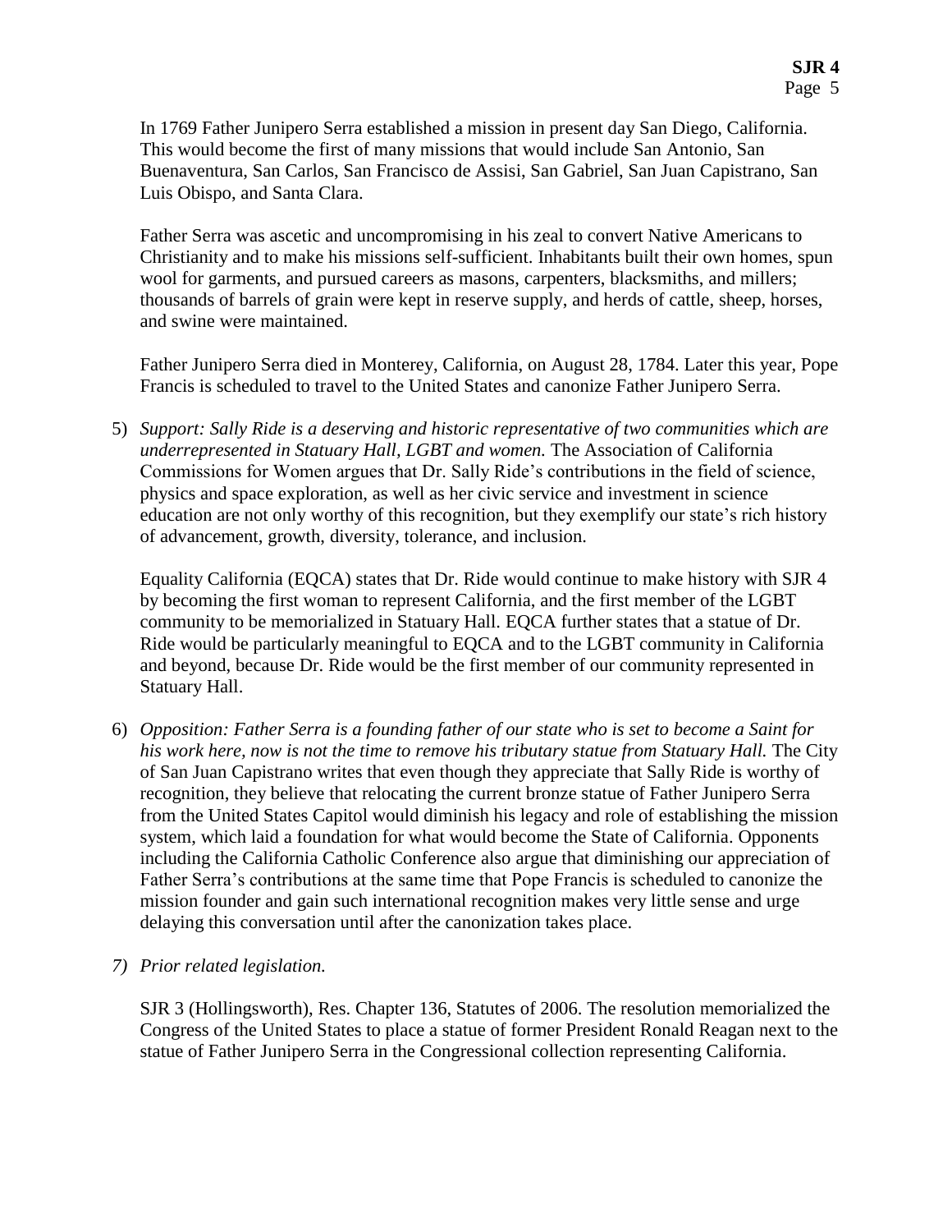In 1769 Father Junipero Serra established a mission in present day San Diego, California. This would become the first of many missions that would include San Antonio, San Buenaventura, San Carlos, San Francisco de Assisi, San Gabriel, San Juan Capistrano, San Luis Obispo, and Santa Clara.

Father Serra was ascetic and uncompromising in his zeal to convert Native Americans to Christianity and to make his missions self-sufficient. Inhabitants built their own homes, spun wool for garments, and pursued careers as masons, carpenters, blacksmiths, and millers; thousands of barrels of grain were kept in reserve supply, and herds of cattle, sheep, horses, and swine were maintained.

Father Junipero Serra died in Monterey, California, on August 28, 1784. Later this year, Pope Francis is scheduled to travel to the United States and canonize Father Junipero Serra.

5) *Support: Sally Ride is a deserving and historic representative of two communities which are underrepresented in Statuary Hall, LGBT and women.* The Association of California Commissions for Women argues that Dr. Sally Ride's contributions in the field of science, physics and space exploration, as well as her civic service and investment in science education are not only worthy of this recognition, but they exemplify our state's rich history of advancement, growth, diversity, tolerance, and inclusion.

   Equality California (EQCA) states that Dr. Ride would continue to make history with SJR 4 by becoming the first woman to represent California, and the first member of the LGBT community to be memorialized in Statuary Hall. EQCA further states that a statue of Dr. Ride would be particularly meaningful to EQCA and to the LGBT community in California and beyond, because Dr. Ride would be the first member of our community represented in Statuary Hall.

6) *Opposition: Father Serra is a founding father of our state who is set to become a Saint for his work here, now is not the time to remove his tributary statue from Statuary Hall.* The City of San Juan Capistrano writes that even though they appreciate that Sally Ride is worthy of recognition, they believe that relocating the current bronze statue of Father Junipero Serra from the United States Capitol would diminish his legacy and role of establishing the mission system, which laid a foundation for what would become the State of California. Opponents including the California Catholic Conference also argue that diminishing our appreciation of Father Serra's contributions at the same time that Pope Francis is scheduled to canonize the mission founder and gain such international recognition makes very little sense and urge delaying this conversation until after the canonization takes place.

7) *Prior related legislation.*

   SJR 3 (Hollingsworth), Res. Chapter 136, Statutes of 2006. The resolution memorialized the Congress of the United States to place a statue of former President Ronald Reagan next to the statue of Father Junipero Serra in the Congressional collection representing California.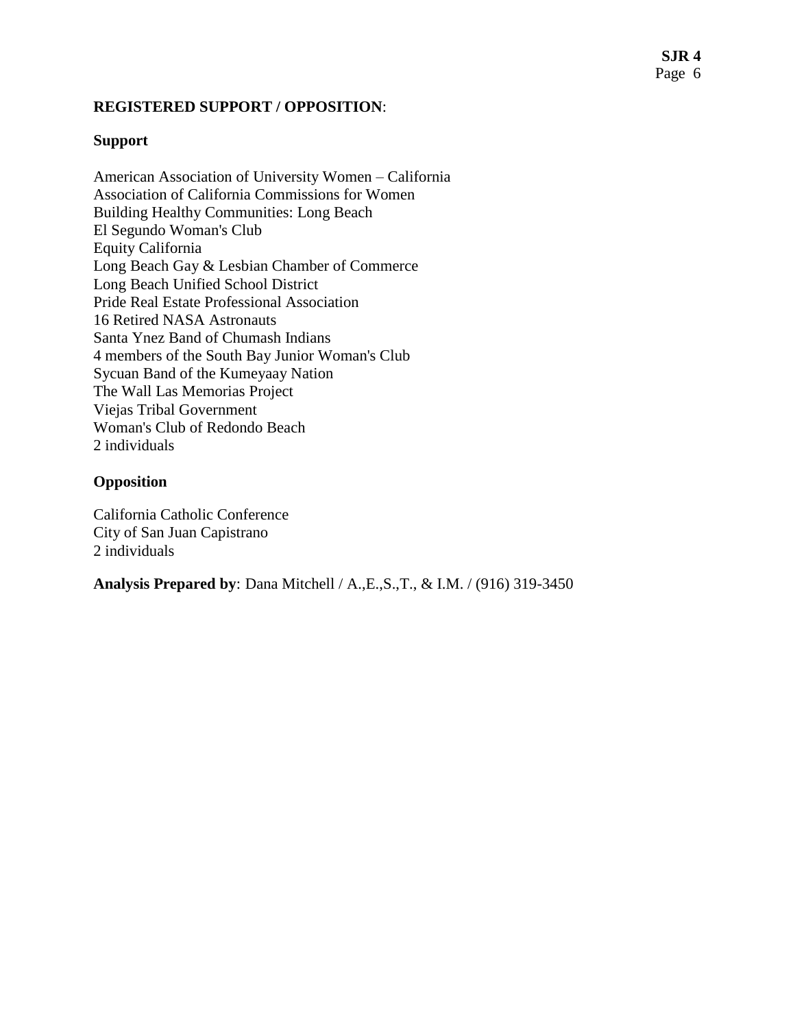**REGISTERED SUPPORT / OPPOSITION**:

**Support**

American Association of University Women – California
Association of California Commissions for Women
Building Healthy Communities: Long Beach
El Segundo Woman's Club
Equity California
Long Beach Gay & Lesbian Chamber of Commerce
Long Beach Unified School District
Pride Real Estate Professional Association
16 Retired NASA Astronauts
Santa Ynez Band of Chumash Indians
4 members of the South Bay Junior Woman's Club
Sycuan Band of the Kumeyaay Nation
The Wall Las Memorias Project
Viejas Tribal Government
Woman's Club of Redondo Beach
2 individuals

**Opposition**

California Catholic Conference
City of San Juan Capistrano
2 individuals

**Analysis Prepared by**: Dana Mitchell / A.,E.,S.,T., & I.M. / (916) 319-3450